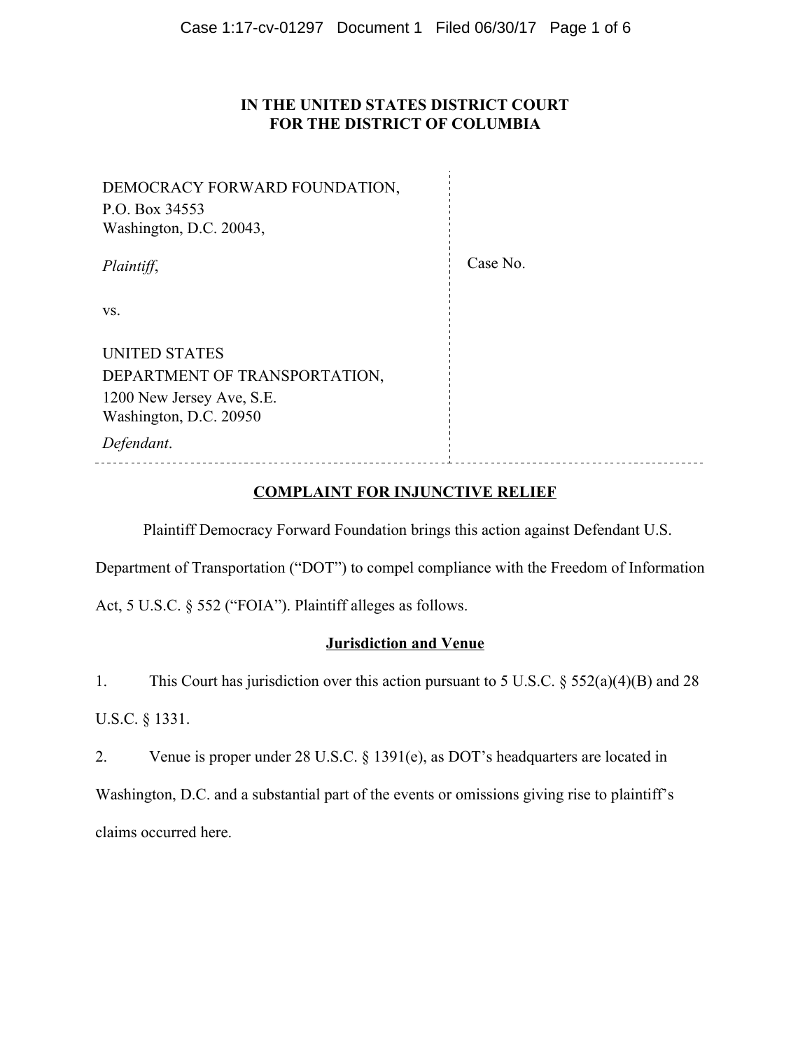**IN THE UNITED STATES DISTRICT COURT**
**FOR THE DISTRICT OF COLUMBIA**

| | |
|---|---|
| DEMOCRACY FORWARD FOUNDATION,<br>P.O. Box 34553<br>Washington, D.C. 20043,<br><br>*Plaintiff*,<br><br>vs.<br><br>UNITED STATES<br>DEPARTMENT OF TRANSPORTATION,<br>1200 New Jersey Ave, S.E.<br>Washington, D.C. 20950<br>*Defendant*. | Case No. |

## COMPLAINT FOR INJUNCTIVE RELIEF

Plaintiff Democracy Forward Foundation brings this action against Defendant U.S. Department of Transportation ("DOT") to compel compliance with the Freedom of Information Act, 5 U.S.C. § 552 ("FOIA"). Plaintiff alleges as follows.

### Jurisdiction and Venue

1. This Court has jurisdiction over this action pursuant to 5 U.S.C. § 552(a)(4)(B) and 28 U.S.C. § 1331.

2. Venue is proper under 28 U.S.C. § 1391(e), as DOT's headquarters are located in Washington, D.C. and a substantial part of the events or omissions giving rise to plaintiff's claims occurred here.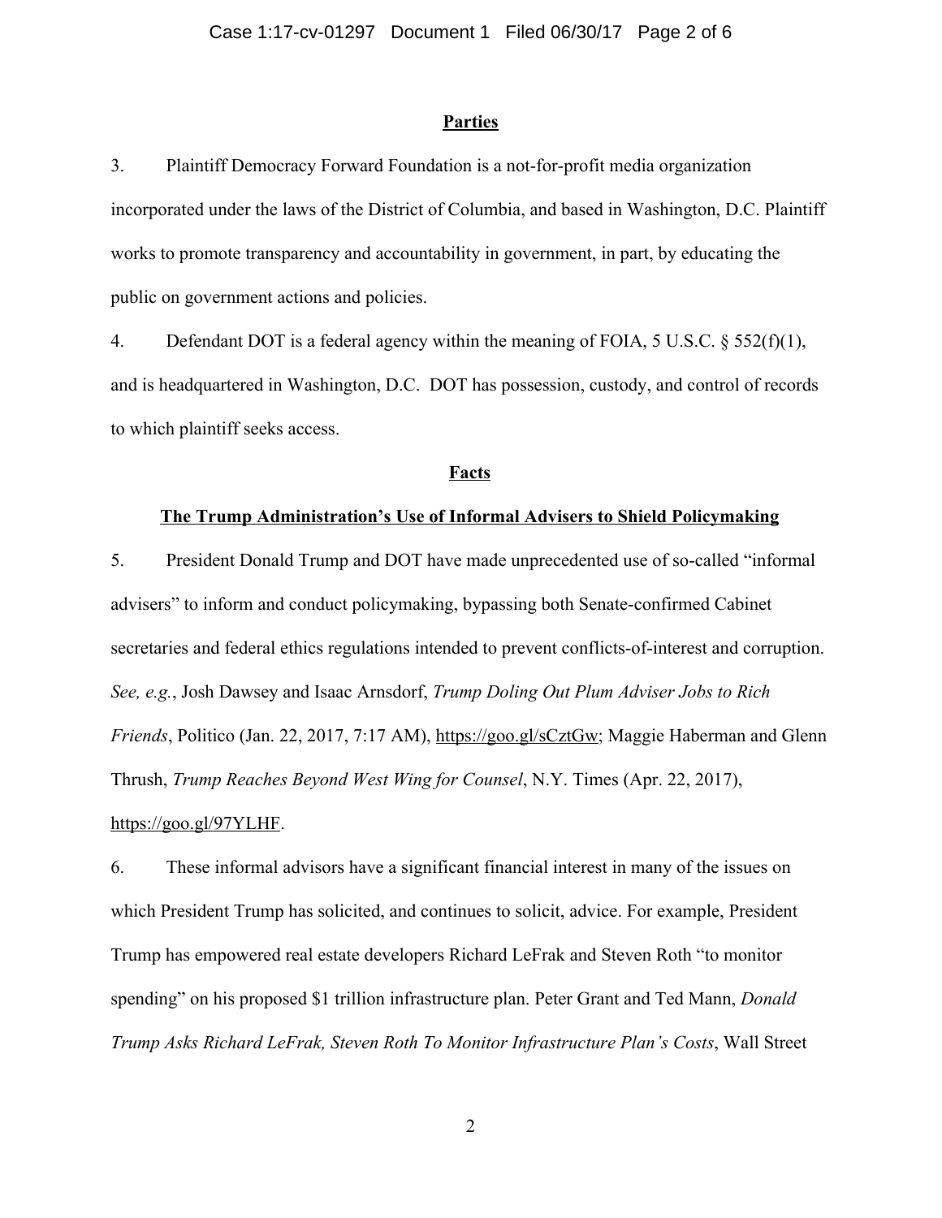## Parties

3. Plaintiff Democracy Forward Foundation is a not-for-profit media organization incorporated under the laws of the District of Columbia, and based in Washington, D.C. Plaintiff works to promote transparency and accountability in government, in part, by educating the public on government actions and policies.

4. Defendant DOT is a federal agency within the meaning of FOIA, 5 U.S.C. § 552(f)(1), and is headquartered in Washington, D.C. DOT has possession, custody, and control of records to which plaintiff seeks access.

## Facts

### The Trump Administration's Use of Informal Advisers to Shield Policymaking

5. President Donald Trump and DOT have made unprecedented use of so-called "informal advisers" to inform and conduct policymaking, bypassing both Senate-confirmed Cabinet secretaries and federal ethics regulations intended to prevent conflicts-of-interest and corruption. *See, e.g.*, Josh Dawsey and Isaac Arnsdorf, *Trump Doling Out Plum Adviser Jobs to Rich Friends*, Politico (Jan. 22, 2017, 7:17 AM), https://goo.gl/sCztGw; Maggie Haberman and Glenn Thrush, *Trump Reaches Beyond West Wing for Counsel*, N.Y. Times (Apr. 22, 2017), https://goo.gl/97YLHF.

6. These informal advisors have a significant financial interest in many of the issues on which President Trump has solicited, and continues to solicit, advice. For example, President Trump has empowered real estate developers Richard LeFrak and Steven Roth "to monitor spending" on his proposed $1 trillion infrastructure plan. Peter Grant and Ted Mann, *Donald Trump Asks Richard LeFrak, Steven Roth To Monitor Infrastructure Plan's Costs*, Wall Street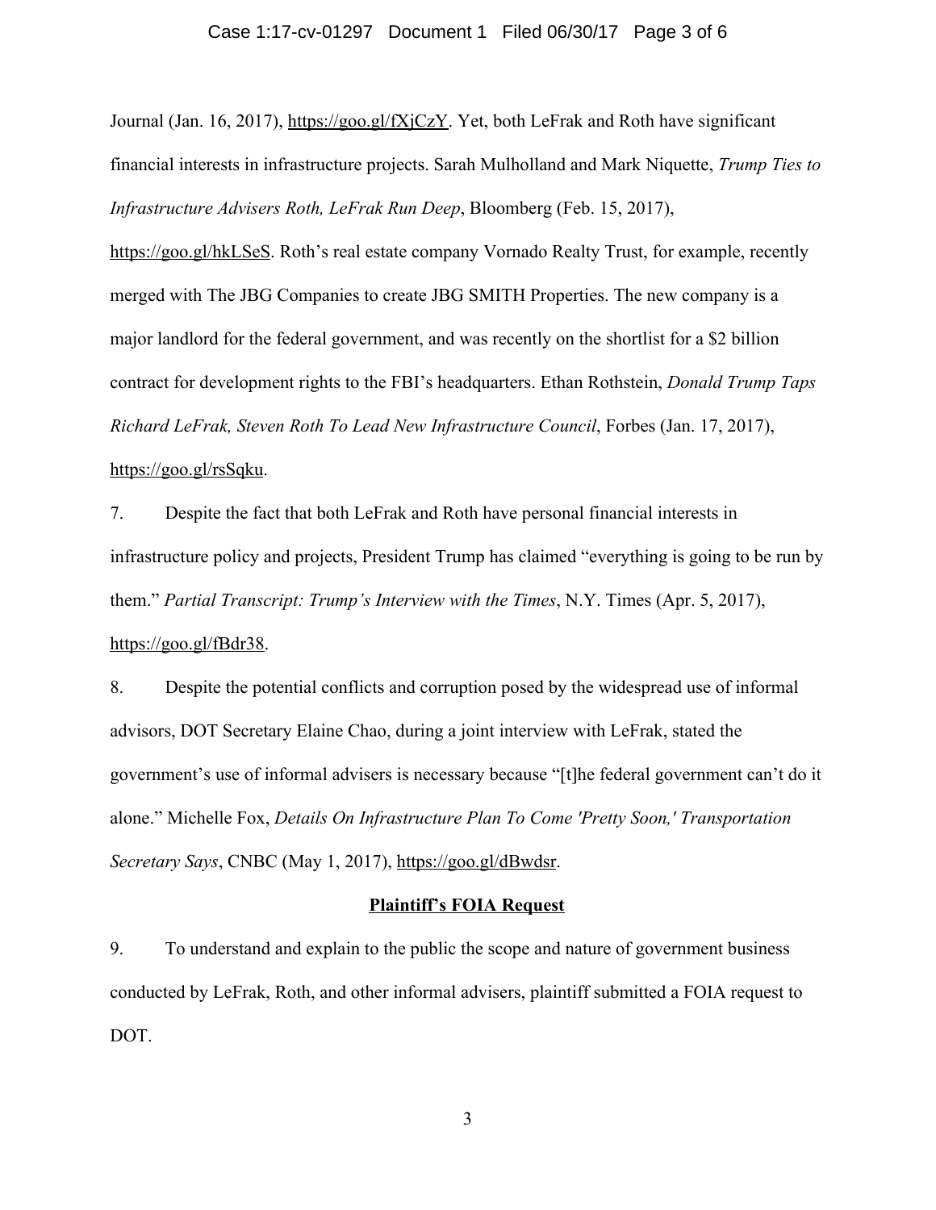Journal (Jan. 16, 2017), https://goo.gl/fXjCzY. Yet, both LeFrak and Roth have significant financial interests in infrastructure projects. Sarah Mulholland and Mark Niquette, *Trump Ties to Infrastructure Advisers Roth, LeFrak Run Deep*, Bloomberg (Feb. 15, 2017), https://goo.gl/hkLSeS. Roth's real estate company Vornado Realty Trust, for example, recently merged with The JBG Companies to create JBG SMITH Properties. The new company is a major landlord for the federal government, and was recently on the shortlist for a $2 billion contract for development rights to the FBI's headquarters. Ethan Rothstein, *Donald Trump Taps Richard LeFrak, Steven Roth To Lead New Infrastructure Council*, Forbes (Jan. 17, 2017), https://goo.gl/rsSqku.

7. Despite the fact that both LeFrak and Roth have personal financial interests in infrastructure policy and projects, President Trump has claimed "everything is going to be run by them." *Partial Transcript: Trump's Interview with the Times*, N.Y. Times (Apr. 5, 2017), https://goo.gl/fBdr38.

8. Despite the potential conflicts and corruption posed by the widespread use of informal advisors, DOT Secretary Elaine Chao, during a joint interview with LeFrak, stated the government's use of informal advisers is necessary because "[t]he federal government can't do it alone." Michelle Fox, *Details On Infrastructure Plan To Come 'Pretty Soon,' Transportation Secretary Says*, CNBC (May 1, 2017), https://goo.gl/dBwdsr.

## Plaintiff's FOIA Request

9. To understand and explain to the public the scope and nature of government business conducted by LeFrak, Roth, and other informal advisers, plaintiff submitted a FOIA request to DOT.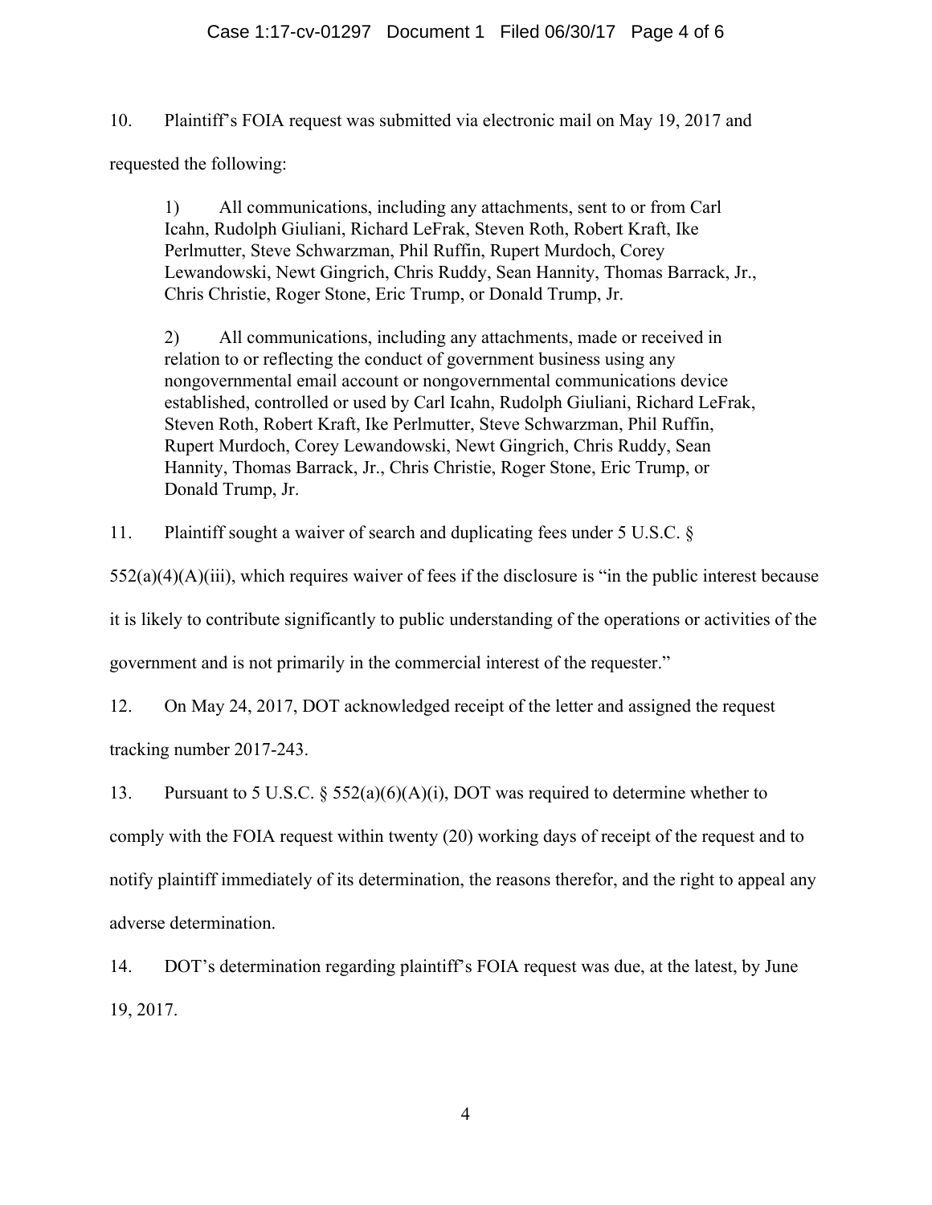10. Plaintiff's FOIA request was submitted via electronic mail on May 19, 2017 and requested the following:

> 1) All communications, including any attachments, sent to or from Carl Icahn, Rudolph Giuliani, Richard LeFrak, Steven Roth, Robert Kraft, Ike Perlmutter, Steve Schwarzman, Phil Ruffin, Rupert Murdoch, Corey Lewandowski, Newt Gingrich, Chris Ruddy, Sean Hannity, Thomas Barrack, Jr., Chris Christie, Roger Stone, Eric Trump, or Donald Trump, Jr.
>
> 2) All communications, including any attachments, made or received in relation to or reflecting the conduct of government business using any nongovernmental email account or nongovernmental communications device established, controlled or used by Carl Icahn, Rudolph Giuliani, Richard LeFrak, Steven Roth, Robert Kraft, Ike Perlmutter, Steve Schwarzman, Phil Ruffin, Rupert Murdoch, Corey Lewandowski, Newt Gingrich, Chris Ruddy, Sean Hannity, Thomas Barrack, Jr., Chris Christie, Roger Stone, Eric Trump, or Donald Trump, Jr.

11. Plaintiff sought a waiver of search and duplicating fees under 5 U.S.C. § 552(a)(4)(A)(iii), which requires waiver of fees if the disclosure is "in the public interest because it is likely to contribute significantly to public understanding of the operations or activities of the government and is not primarily in the commercial interest of the requester."

12. On May 24, 2017, DOT acknowledged receipt of the letter and assigned the request tracking number 2017-243.

13. Pursuant to 5 U.S.C. § 552(a)(6)(A)(i), DOT was required to determine whether to comply with the FOIA request within twenty (20) working days of receipt of the request and to notify plaintiff immediately of its determination, the reasons therefor, and the right to appeal any adverse determination.

14. DOT's determination regarding plaintiff's FOIA request was due, at the latest, by June 19, 2017.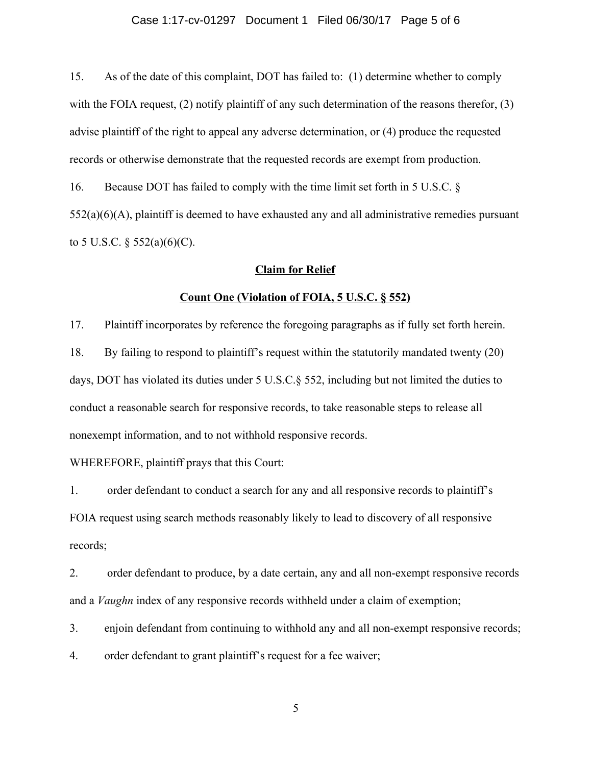15. As of the date of this complaint, DOT has failed to: (1) determine whether to comply with the FOIA request, (2) notify plaintiff of any such determination of the reasons therefor, (3) advise plaintiff of the right to appeal any adverse determination, or (4) produce the requested records or otherwise demonstrate that the requested records are exempt from production.

16. Because DOT has failed to comply with the time limit set forth in 5 U.S.C. § 552(a)(6)(A), plaintiff is deemed to have exhausted any and all administrative remedies pursuant to 5 U.S.C. § 552(a)(6)(C).

## **Claim for Relief**

### **Count One (Violation of FOIA, 5 U.S.C. § 552)**

17. Plaintiff incorporates by reference the foregoing paragraphs as if fully set forth herein.

18. By failing to respond to plaintiff's request within the statutorily mandated twenty (20) days, DOT has violated its duties under 5 U.S.C.§ 552, including but not limited the duties to conduct a reasonable search for responsive records, to take reasonable steps to release all nonexempt information, and to not withhold responsive records.

WHEREFORE, plaintiff prays that this Court:

1. order defendant to conduct a search for any and all responsive records to plaintiff's FOIA request using search methods reasonably likely to lead to discovery of all responsive records;

2. order defendant to produce, by a date certain, any and all non-exempt responsive records and a *Vaughn* index of any responsive records withheld under a claim of exemption;

3. enjoin defendant from continuing to withhold any and all non-exempt responsive records;

4. order defendant to grant plaintiff's request for a fee waiver;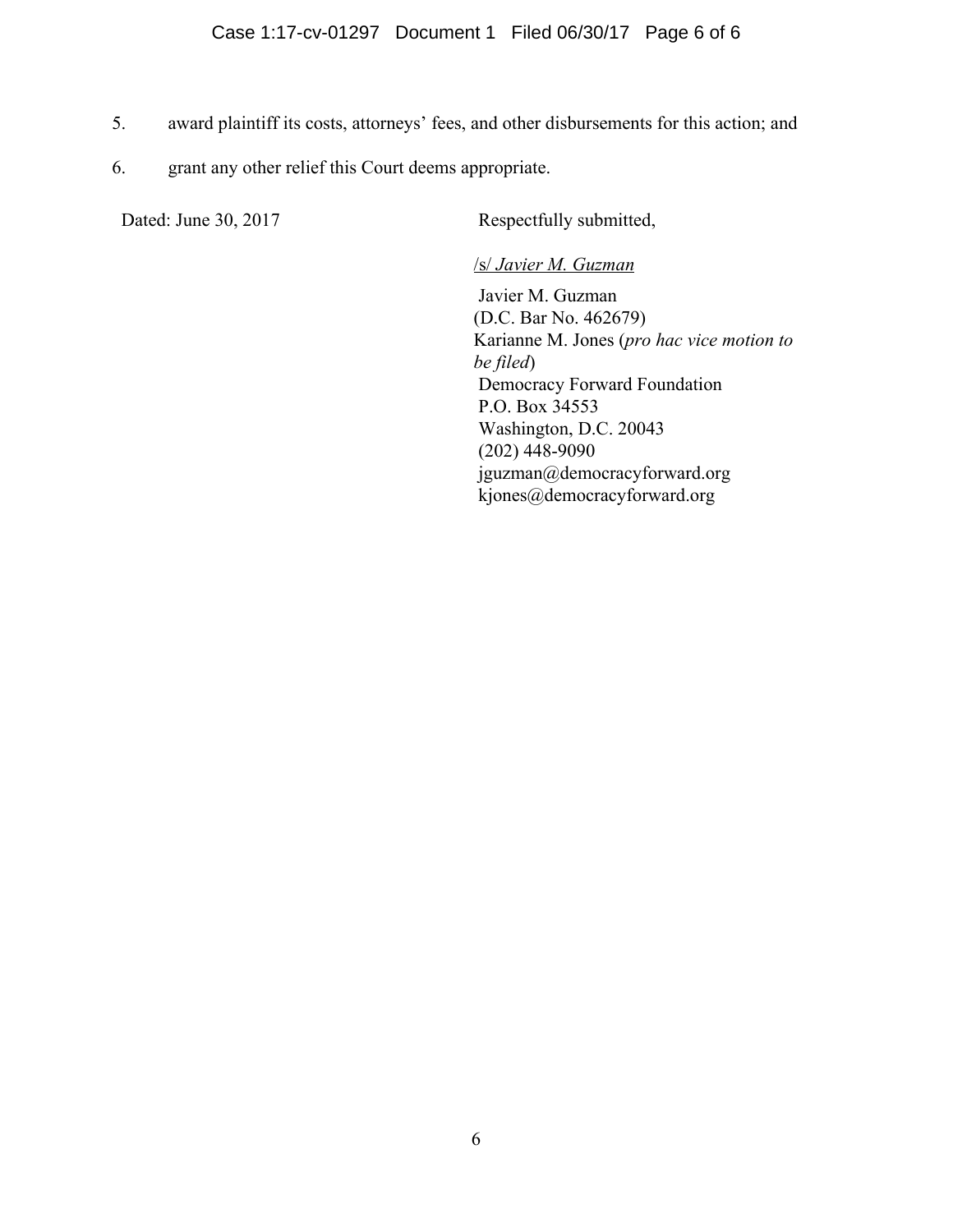5. award plaintiff its costs, attorneys' fees, and other disbursements for this action; and

6. grant any other relief this Court deems appropriate.

Dated: June 30, 2017

Respectfully submitted,

/s/ *Javier M. Guzman*

Javier M. Guzman
(D.C. Bar No. 462679)
Karianne M. Jones (*pro hac vice motion to be filed*)
Democracy Forward Foundation
P.O. Box 34553
Washington, D.C. 20043
(202) 448-9090
jguzman@democracyforward.org
kjones@democracyforward.org